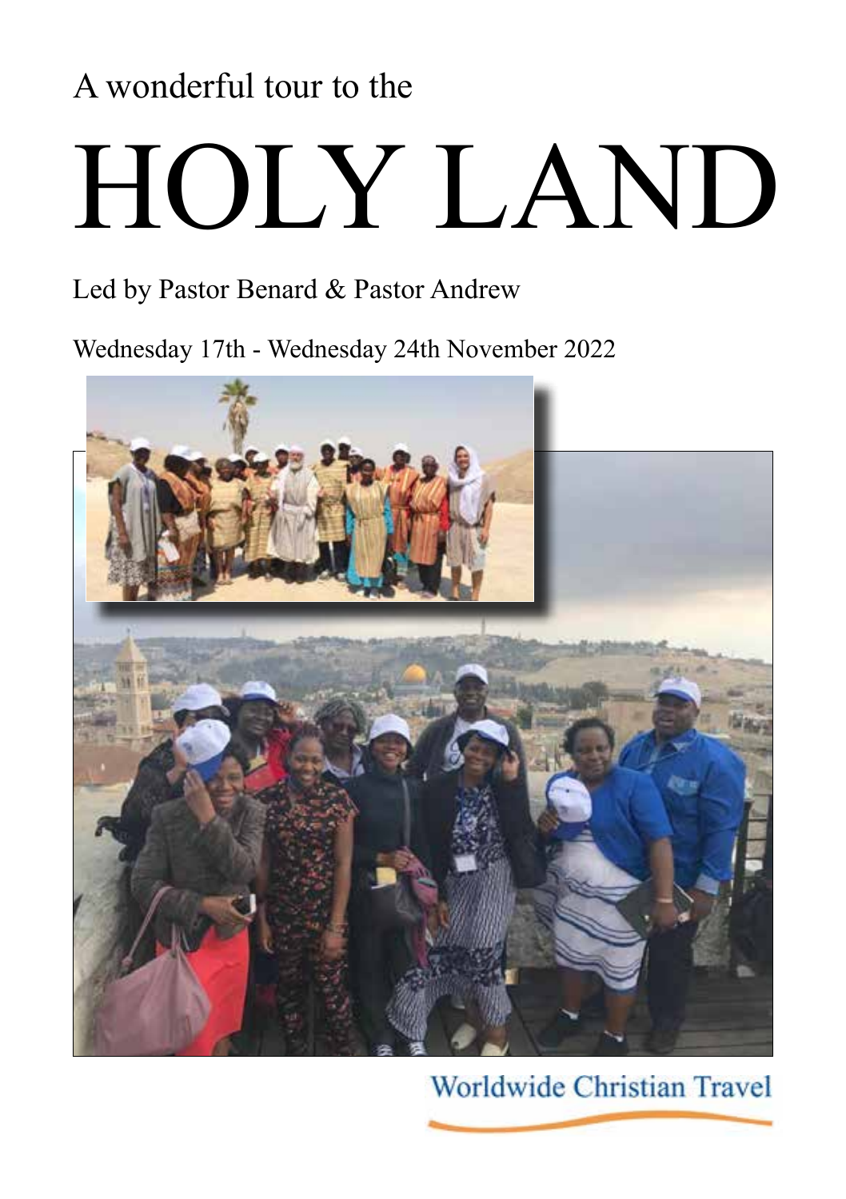A wonderful tour to the

# HOLY LAND

Led by Pastor Benard & Pastor Andrew

Wednesday 17th - Wednesday 24th November 2022

Worldwide Christian Travel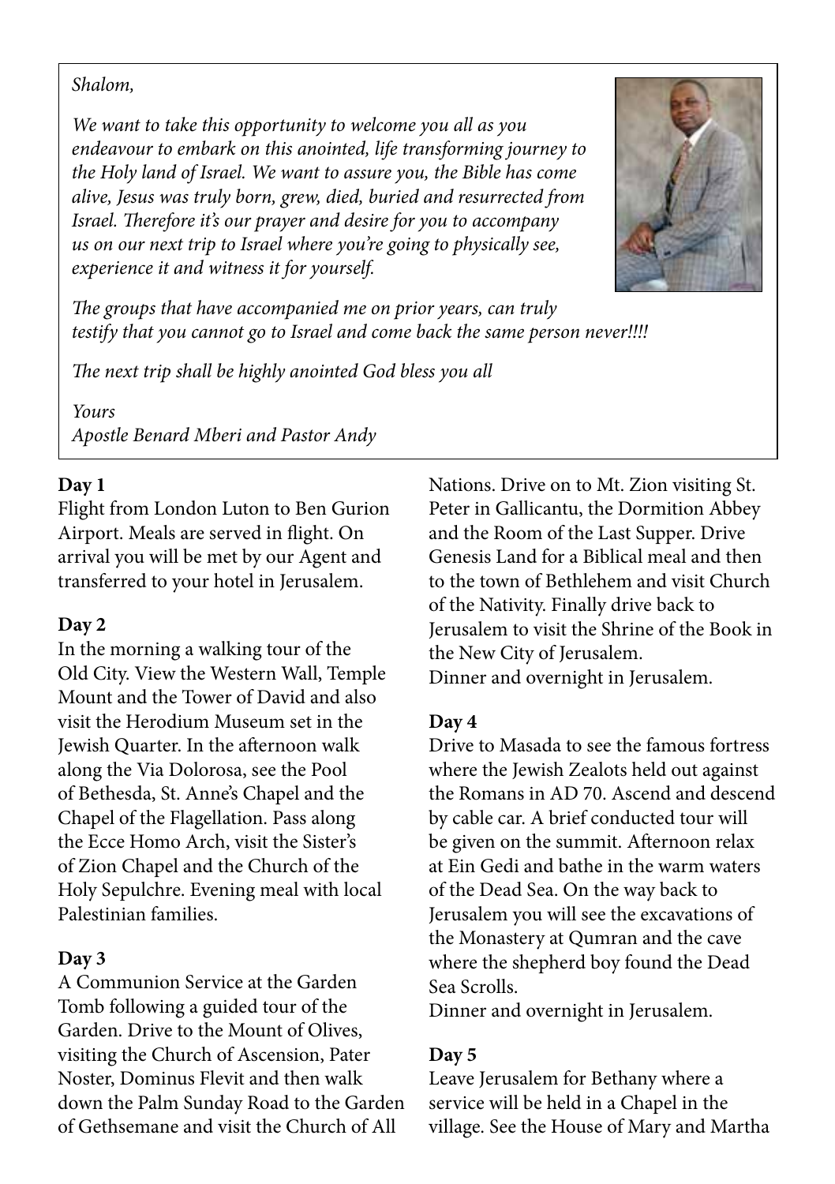*Shalom,*

*We want to take this opportunity to welcome you all as you endeavour to embark on this anointed, life transforming journey to the Holy land of Israel. We want to assure you, the Bible has come alive, Jesus was truly born, grew, died, buried and resurrected from Israel. Therefore it's our prayer and desire for you to accompany us on our next trip to Israel where you're going to physically see, experience it and witness it for yourself.*

*The groups that have accompanied me on prior years, can truly testify that you cannot go to Israel and come back the same person never!!!!*

*The next trip shall be highly anointed God bless you all*

*Yours*
*Apostle Benard Mberi and Pastor Andy*

**Day 1**
Flight from London Luton to Ben Gurion Airport. Meals are served in flight. On arrival you will be met by our Agent and transferred to your hotel in Jerusalem.

**Day 2**
In the morning a walking tour of the Old City. View the Western Wall, Temple Mount and the Tower of David and also visit the Herodium Museum set in the Jewish Quarter. In the afternoon walk along the Via Dolorosa, see the Pool of Bethesda, St. Anne's Chapel and the Chapel of the Flagellation. Pass along the Ecce Homo Arch, visit the Sister's of Zion Chapel and the Church of the Holy Sepulchre. Evening meal with local Palestinian families.

**Day 3**
A Communion Service at the Garden Tomb following a guided tour of the Garden. Drive to the Mount of Olives, visiting the Church of Ascension, Pater Noster, Dominus Flevit and then walk down the Palm Sunday Road to the Garden of Gethsemane and visit the Church of All Nations. Drive on to Mt. Zion visiting St. Peter in Gallicantu, the Dormition Abbey and the Room of the Last Supper. Drive Genesis Land for a Biblical meal and then to the town of Bethlehem and visit Church of the Nativity. Finally drive back to Jerusalem to visit the Shrine of the Book in the New City of Jerusalem.
Dinner and overnight in Jerusalem.

**Day 4**
Drive to Masada to see the famous fortress where the Jewish Zealots held out against the Romans in AD 70. Ascend and descend by cable car. A brief conducted tour will be given on the summit. Afternoon relax at Ein Gedi and bathe in the warm waters of the Dead Sea. On the way back to Jerusalem you will see the excavations of the Monastery at Qumran and the cave where the shepherd boy found the Dead Sea Scrolls.
Dinner and overnight in Jerusalem.

**Day 5**
Leave Jerusalem for Bethany where a service will be held in a Chapel in the village. See the House of Mary and Martha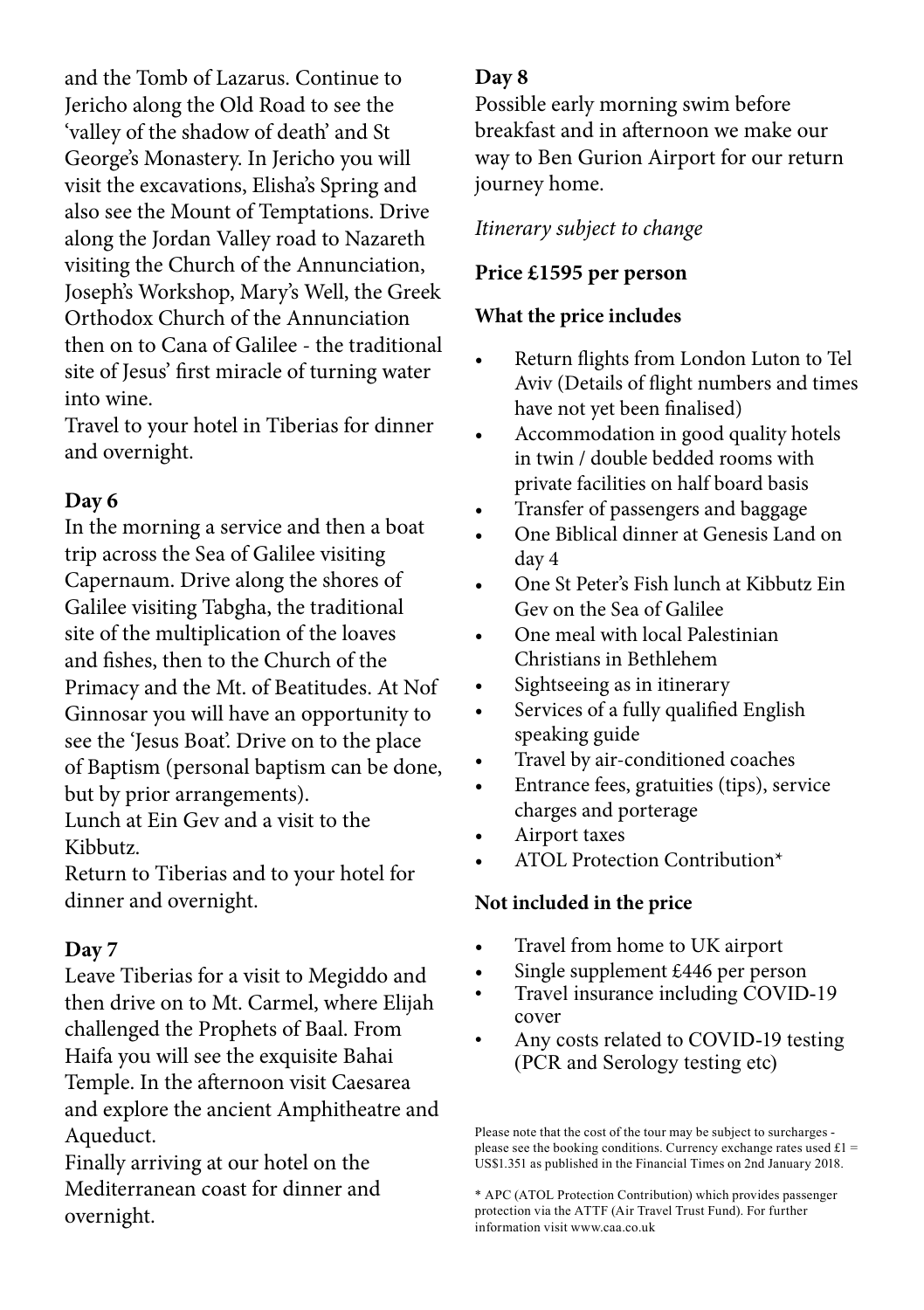and the Tomb of Lazarus. Continue to Jericho along the Old Road to see the 'valley of the shadow of death' and St George's Monastery. In Jericho you will visit the excavations, Elisha's Spring and also see the Mount of Temptations. Drive along the Jordan Valley road to Nazareth visiting the Church of the Annunciation, Joseph's Workshop, Mary's Well, the Greek Orthodox Church of the Annunciation then on to Cana of Galilee - the traditional site of Jesus' first miracle of turning water into wine.

Travel to your hotel in Tiberias for dinner and overnight.

### Day 6

In the morning a service and then a boat trip across the Sea of Galilee visiting Capernaum. Drive along the shores of Galilee visiting Tabgha, the traditional site of the multiplication of the loaves and fishes, then to the Church of the Primacy and the Mt. of Beatitudes. At Nof Ginnosar you will have an opportunity to see the 'Jesus Boat'. Drive on to the place of Baptism (personal baptism can be done, but by prior arrangements).

Lunch at Ein Gev and a visit to the Kibbutz.

Return to Tiberias and to your hotel for dinner and overnight.

### Day 7

Leave Tiberias for a visit to Megiddo and then drive on to Mt. Carmel, where Elijah challenged the Prophets of Baal. From Haifa you will see the exquisite Bahai Temple. In the afternoon visit Caesarea and explore the ancient Amphitheatre and Aqueduct.

Finally arriving at our hotel on the Mediterranean coast for dinner and overnight.

### Day 8

Possible early morning swim before breakfast and in afternoon we make our way to Ben Gurion Airport for our return journey home.

*Itinerary subject to change*

### Price £1595 per person

#### What the price includes

- Return flights from London Luton to Tel Aviv (Details of flight numbers and times have not yet been finalised)
- Accommodation in good quality hotels in twin / double bedded rooms with private facilities on half board basis
- Transfer of passengers and baggage
- One Biblical dinner at Genesis Land on day 4
- One St Peter's Fish lunch at Kibbutz Ein Gev on the Sea of Galilee
- One meal with local Palestinian Christians in Bethlehem
- Sightseeing as in itinerary
- Services of a fully qualified English speaking guide
- Travel by air-conditioned coaches
- Entrance fees, gratuities (tips), service charges and porterage
- Airport taxes
- ATOL Protection Contribution*

#### Not included in the price

- Travel from home to UK airport
- Single supplement £446 per person
- Travel insurance including COVID-19 cover
- Any costs related to COVID-19 testing (PCR and Serology testing etc)

Please note that the cost of the tour may be subject to surcharges - please see the booking conditions. Currency exchange rates used £1 = US$1.351 as published in the Financial Times on 2nd January 2018.

* APC (ATOL Protection Contribution) which provides passenger protection via the ATTF (Air Travel Trust Fund). For further information visit www.caa.co.uk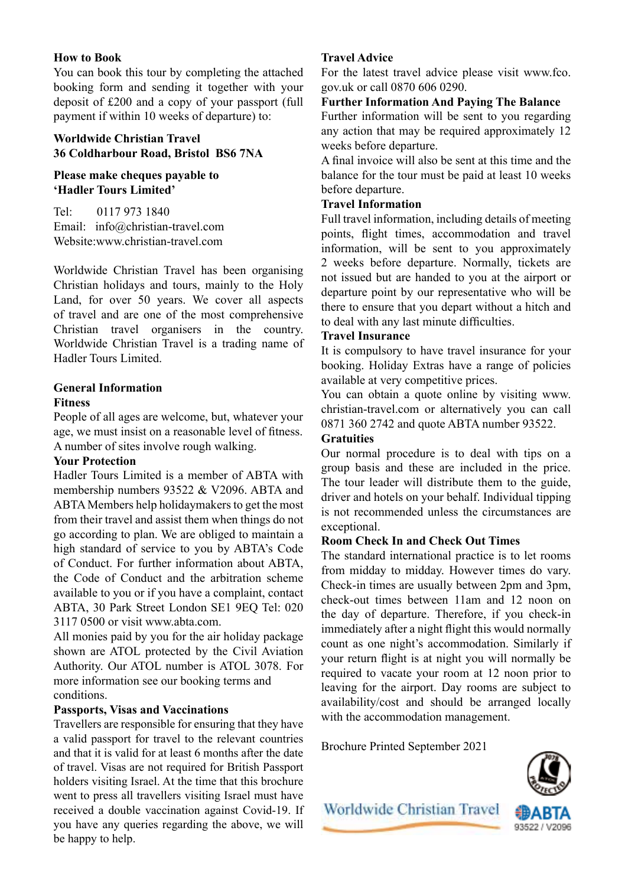## How to Book

You can book this tour by completing the attached booking form and sending it together with your deposit of £200 and a copy of your passport (full payment if within 10 weeks of departure) to:

**Worldwide Christian Travel**
**36 Coldharbour Road, Bristol BS6 7NA**

**Please make cheques payable to**
**'Hadler Tours Limited'**

Tel: 0117 973 1840
Email: info@christian-travel.com
Website:www.christian-travel.com

Worldwide Christian Travel has been organising Christian holidays and tours, mainly to the Holy Land, for over 50 years. We cover all aspects of travel and are one of the most comprehensive Christian travel organisers in the country. Worldwide Christian Travel is a trading name of Hadler Tours Limited.

## General Information

### Fitness

People of all ages are welcome, but, whatever your age, we must insist on a reasonable level of fitness. A number of sites involve rough walking.

### Your Protection

Hadler Tours Limited is a member of ABTA with membership numbers 93522 & V2096. ABTA and ABTA Members help holidaymakers to get the most from their travel and assist them when things do not go according to plan. We are obliged to maintain a high standard of service to you by ABTA's Code of Conduct. For further information about ABTA, the Code of Conduct and the arbitration scheme available to you or if you have a complaint, contact ABTA, 30 Park Street London SE1 9EQ Tel: 020 3117 0500 or visit www.abta.com.

All monies paid by you for the air holiday package shown are ATOL protected by the Civil Aviation Authority. Our ATOL number is ATOL 3078. For more information see our booking terms and conditions.

### Passports, Visas and Vaccinations

Travellers are responsible for ensuring that they have a valid passport for travel to the relevant countries and that it is valid for at least 6 months after the date of travel. Visas are not required for British Passport holders visiting Israel. At the time that this brochure went to press all travellers visiting Israel must have received a double vaccination against Covid-19. If you have any queries regarding the above, we will be happy to help.

### Travel Advice

For the latest travel advice please visit www.fco.gov.uk or call 0870 606 0290.

### Further Information And Paying The Balance

Further information will be sent to you regarding any action that may be required approximately 12 weeks before departure.

A final invoice will also be sent at this time and the balance for the tour must be paid at least 10 weeks before departure.

### Travel Information

Full travel information, including details of meeting points, flight times, accommodation and travel information, will be sent to you approximately 2 weeks before departure. Normally, tickets are not issued but are handed to you at the airport or departure point by our representative who will be there to ensure that you depart without a hitch and to deal with any last minute difficulties.

### Travel Insurance

It is compulsory to have travel insurance for your booking. Holiday Extras have a range of policies available at very competitive prices.

You can obtain a quote online by visiting www.christian-travel.com or alternatively you can call 0871 360 2742 and quote ABTA number 93522.

### Gratuities

Our normal procedure is to deal with tips on a group basis and these are included in the price. The tour leader will distribute them to the guide, driver and hotels on your behalf. Individual tipping is not recommended unless the circumstances are exceptional.

### Room Check In and Check Out Times

The standard international practice is to let rooms from midday to midday. However times do vary. Check-in times are usually between 2pm and 3pm, check-out times between 11am and 12 noon on the day of departure. Therefore, if you check-in immediately after a night flight this would normally count as one night's accommodation. Similarly if your return flight is at night you will normally be required to vacate your room at 12 noon prior to leaving for the airport. Day rooms are subject to availability/cost and should be arranged locally with the accommodation management.

Brochure Printed September 2021

Worldwide Christian Travel

ABTA
93522 / V2096